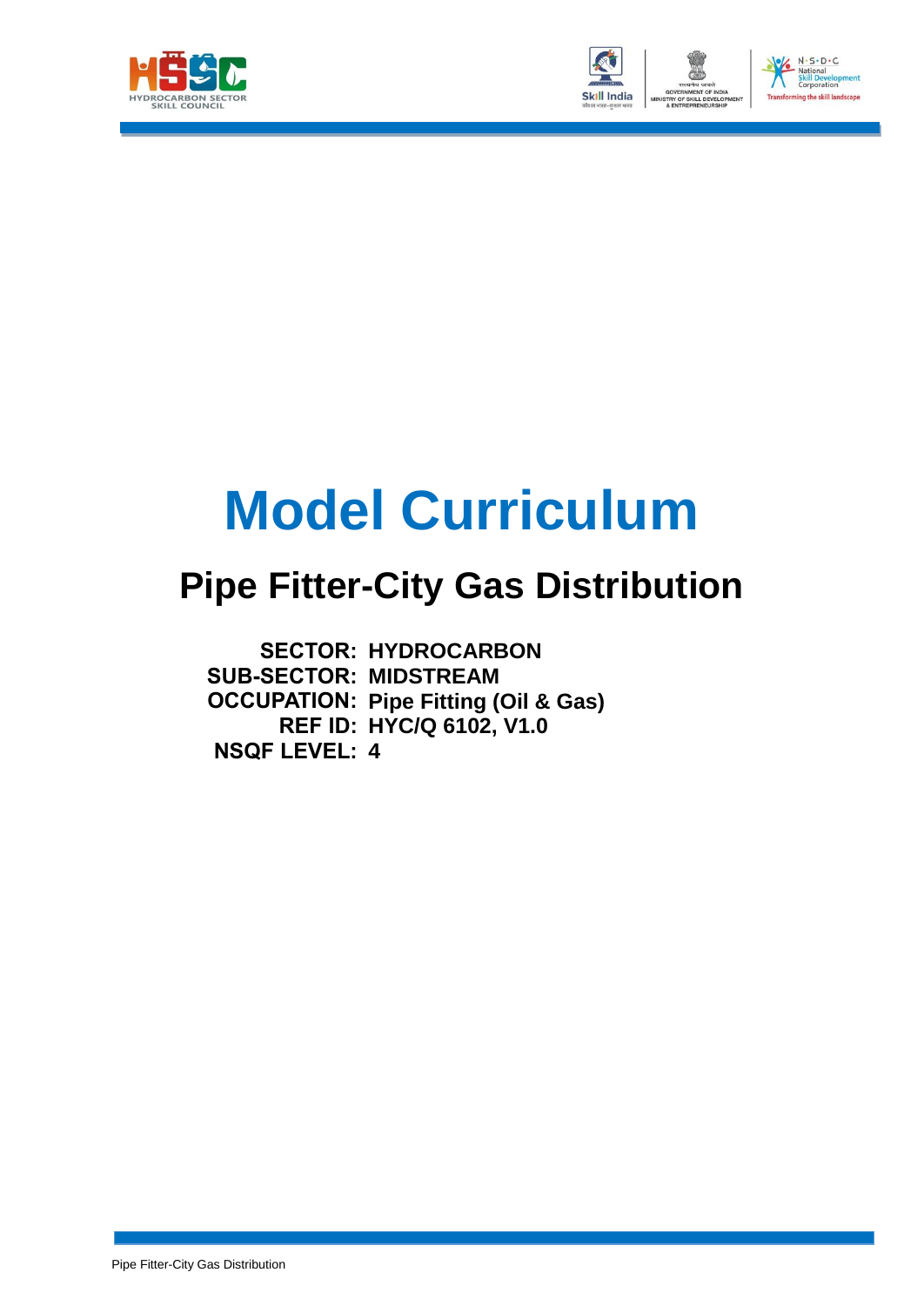# Model Curriculum

## Pipe Fitter-City Gas Distribution

**SECTOR:** **HYDROCARBON**
**SUB-SECTOR:** **MIDSTREAM**
**OCCUPATION:** **Pipe Fitting (Oil & Gas)**
**REF ID:** **HYC/Q 6102, V1.0**
**NSQF LEVEL:** **4**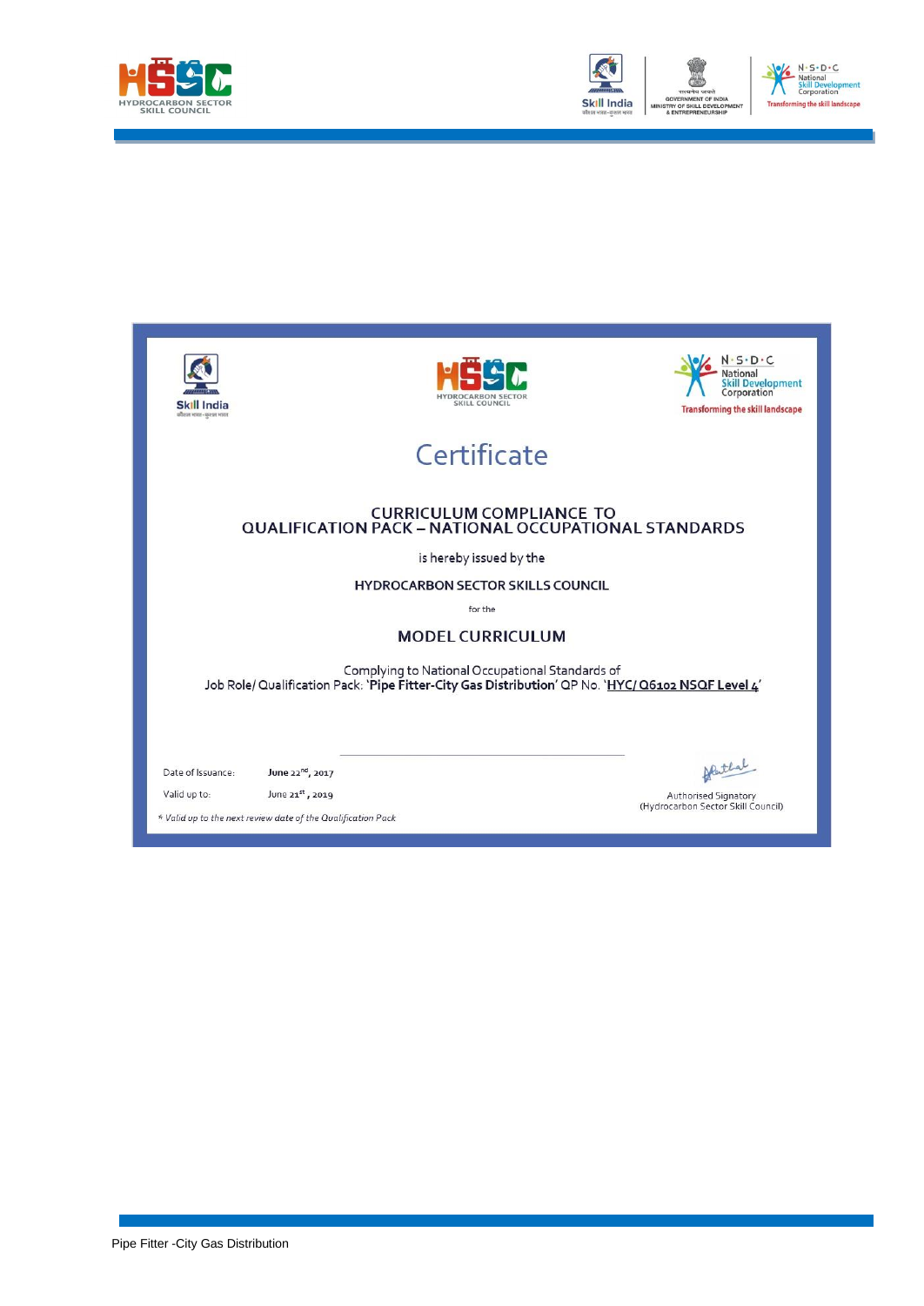# Certificate

## CURRICULUM COMPLIANCE TO QUALIFICATION PACK – NATIONAL OCCUPATIONAL STANDARDS

is hereby issued by the

**HYDROCARBON SECTOR SKILLS COUNCIL**

for the

## MODEL CURRICULUM

Complying to National Occupational Standards of
Job Role/ Qualification Pack: '**Pipe Fitter-City Gas Distribution**' QP No. '**HYC/ Q6102 NSQF Level 4**'

Date of Issuance: **June 22nd, 2017**

Valid up to: June 21st, 2019

*\* Valid up to the next review date of the Qualification Pack*

Authorised Signatory
(Hydrocarbon Sector Skill Council)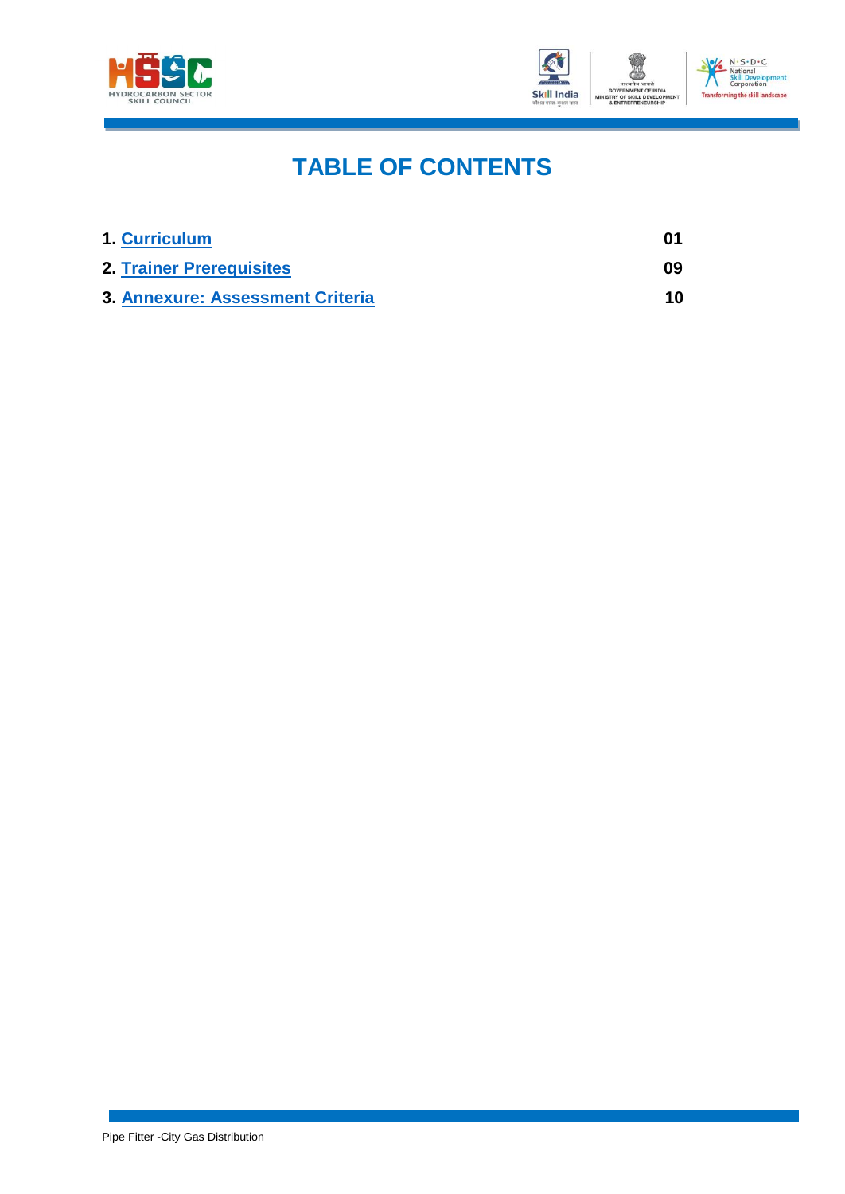# TABLE OF CONTENTS

| | |
|---|---|
| 1. **Curriculum** | **01** |
| 2. **Trainer Prerequisites** | **09** |
| 3. **Annexure: Assessment Criteria** | **10** |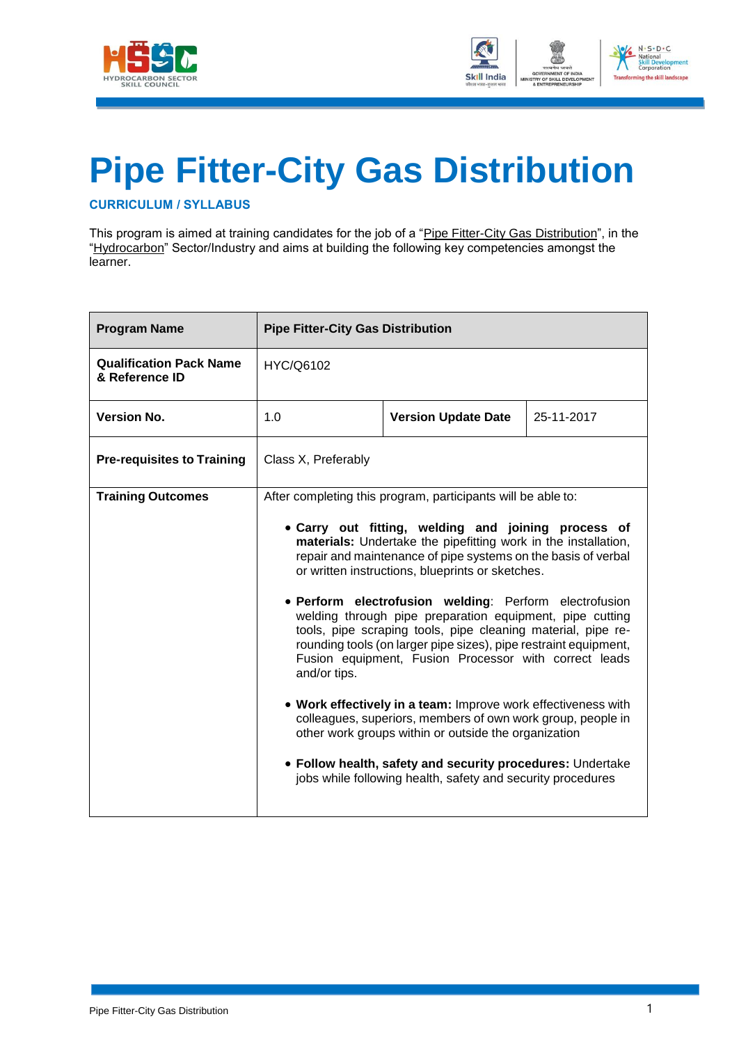# Pipe Fitter-City Gas Distribution

**CURRICULUM / SYLLABUS**

This program is aimed at training candidates for the job of a "Pipe Fitter-City Gas Distribution", in the "Hydrocarbon" Sector/Industry and aims at building the following key competencies amongst the learner.

| **Program Name** | **Pipe Fitter-City Gas Distribution** | | |
|---|---|---|---|
| **Qualification Pack Name & Reference ID** | HYC/Q6102 | | |
| **Version No.** | 1.0 | **Version Update Date** | 25-11-2017 |
| **Pre-requisites to Training** | Class X, Preferably | | |
| **Training Outcomes** | After completing this program, participants will be able to:<br>• **Carry out fitting, welding and joining process of materials:** Undertake the pipefitting work in the installation, repair and maintenance of pipe systems on the basis of verbal or written instructions, blueprints or sketches.<br>• **Perform electrofusion welding**: Perform electrofusion welding through pipe preparation equipment, pipe cutting tools, pipe scraping tools, pipe cleaning material, pipe re-rounding tools (on larger pipe sizes), pipe restraint equipment, Fusion equipment, Fusion Processor with correct leads and/or tips.<br>• **Work effectively in a team:** Improve work effectiveness with colleagues, superiors, members of own work group, people in other work groups within or outside the organization<br>• **Follow health, safety and security procedures:** Undertake jobs while following health, safety and security procedures | | |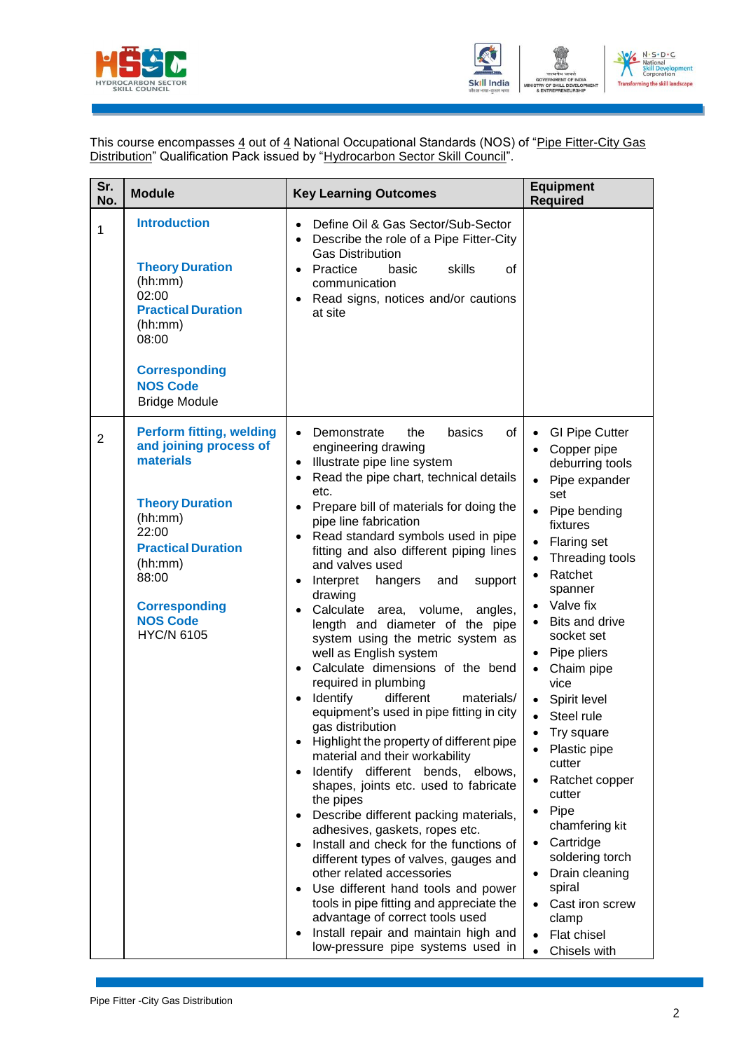This course encompasses 4 out of 4 National Occupational Standards (NOS) of "Pipe Fitter-City Gas Distribution" Qualification Pack issued by "Hydrocarbon Sector Skill Council".

| Sr. No. | Module | Key Learning Outcomes | Equipment Required |
|---|---|---|---|
| 1 | **Introduction**<br><br>**Theory Duration** (hh:mm) 02:00<br>**Practical Duration** (hh:mm) 08:00<br><br>**Corresponding NOS Code**<br>Bridge Module | • Define Oil & Gas Sector/Sub-Sector<br>• Describe the role of a Pipe Fitter-City Gas Distribution<br>• Practice basic skills of communication<br>• Read signs, notices and/or cautions at site | |
| 2 | **Perform fitting, welding and joining process of materials**<br><br>**Theory Duration** (hh:mm) 22:00<br>**Practical Duration** (hh:mm) 88:00<br><br>**Corresponding NOS Code**<br>HYC/N 6105 | • Demonstrate the basics of engineering drawing<br>• Illustrate pipe line system<br>• Read the pipe chart, technical details etc.<br>• Prepare bill of materials for doing the pipe line fabrication<br>• Read standard symbols used in pipe fitting and also different piping lines and valves used<br>• Interpret hangers and support drawing<br>• Calculate area, volume, angles, length and diameter of the pipe system using the metric system as well as English system<br>• Calculate dimensions of the bend required in plumbing<br>• Identify different materials/ equipment's used in pipe fitting in city gas distribution<br>• Highlight the property of different pipe material and their workability<br>• Identify different bends, elbows, shapes, joints etc. used to fabricate the pipes<br>• Describe different packing materials, adhesives, gaskets, ropes etc.<br>• Install and check for the functions of different types of valves, gauges and other related accessories<br>• Use different hand tools and power tools in pipe fitting and appreciate the advantage of correct tools used<br>• Install repair and maintain high and low-pressure pipe systems used in | • GI Pipe Cutter<br>• Copper pipe deburring tools<br>• Pipe expander set<br>• Pipe bending fixtures<br>• Flaring set<br>• Threading tools<br>• Ratchet spanner<br>• Valve fix<br>• Bits and drive socket set<br>• Pipe pliers<br>• Chaim pipe vice<br>• Spirit level<br>• Steel rule<br>• Try square<br>• Plastic pipe cutter<br>• Ratchet copper cutter<br>• Pipe chamfering kit<br>• Cartridge soldering torch<br>• Drain cleaning spiral<br>• Cast iron screw clamp<br>• Flat chisel<br>• Chisels with |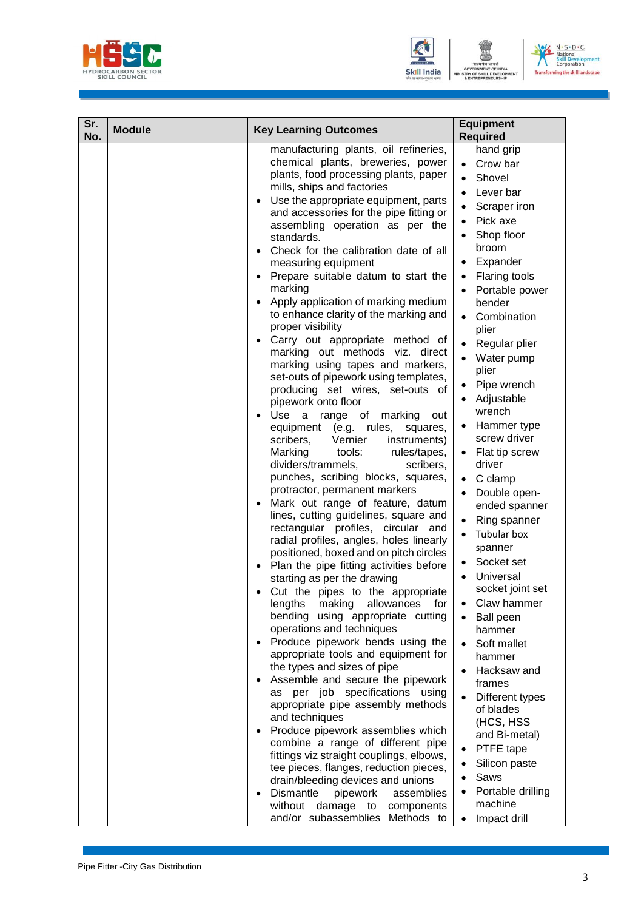| Sr. No. | Module | Key Learning Outcomes | Equipment Required |
|---|---|---|---|
| | | manufacturing plants, oil refineries, chemical plants, breweries, power plants, food processing plants, paper mills, ships and factories<br>• Use the appropriate equipment, parts and accessories for the pipe fitting or assembling operation as per the standards.<br>• Check for the calibration date of all measuring equipment<br>• Prepare suitable datum to start the marking<br>• Apply application of marking medium to enhance clarity of the marking and proper visibility<br>• Carry out appropriate method of marking out methods viz. direct marking using tapes and markers, set-outs of pipework using templates, producing set wires, set-outs of pipework onto floor<br>• Use a range of marking out equipment (e.g. rules, squares, scribers, Vernier instruments) Marking tools: rules/tapes, dividers/trammels, scribers, punches, scribing blocks, squares, protractor, permanent markers<br>• Mark out range of feature, datum lines, cutting guidelines, square and rectangular profiles, circular and radial profiles, angles, holes linearly positioned, boxed and on pitch circles<br>• Plan the pipe fitting activities before starting as per the drawing<br>• Cut the pipes to the appropriate lengths making allowances for bending using appropriate cutting operations and techniques<br>• Produce pipework bends using the appropriate tools and equipment for the types and sizes of pipe<br>• Assemble and secure the pipework as per job specifications using appropriate pipe assembly methods and techniques<br>• Produce pipework assemblies which combine a range of different pipe fittings viz straight couplings, elbows, tee pieces, flanges, reduction pieces, drain/bleeding devices and unions<br>• Dismantle pipework assemblies without damage to components and/or subassemblies Methods to | hand grip<br>• Crow bar<br>• Shovel<br>• Lever bar<br>• Scraper iron<br>• Pick axe<br>• Shop floor broom<br>• Expander<br>• Flaring tools<br>• Portable power bender<br>• Combination plier<br>• Regular plier<br>• Water pump plier<br>• Pipe wrench<br>• Adjustable wrench<br>• Hammer type screw driver<br>• Flat tip screw driver<br>• C clamp<br>• Double open-ended spanner<br>• Ring spanner<br>• Tubular box spanner<br>• Socket set<br>• Universal socket joint set<br>• Claw hammer<br>• Ball peen hammer<br>• Soft mallet hammer<br>• Hacksaw and frames<br>• Different types of blades (HCS, HSS and Bi-metal)<br>• PTFE tape<br>• Silicon paste<br>• Saws<br>• Portable drilling machine<br>• Impact drill |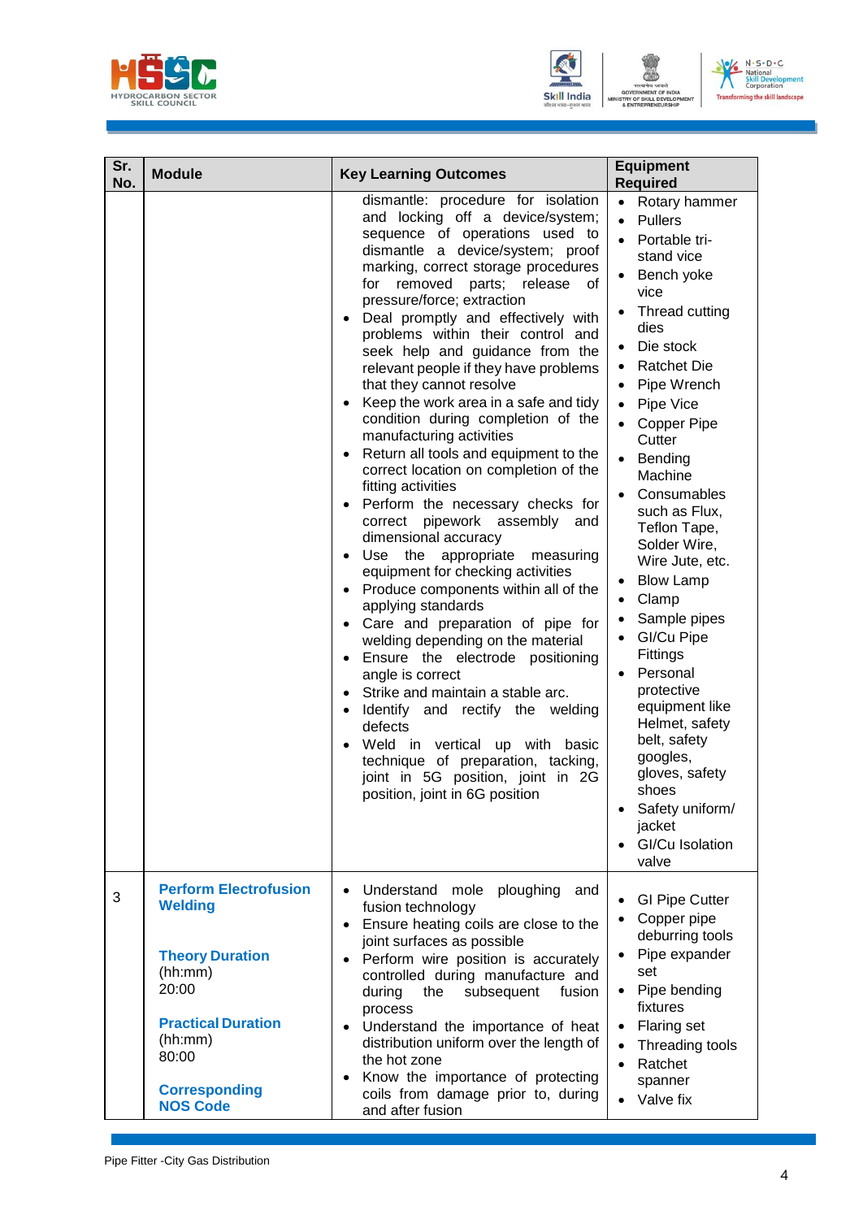| Sr. No. | Module | Key Learning Outcomes | Equipment Required |
|---|---|---|---|
| | | dismantle: procedure for isolation and locking off a device/system; sequence of operations used to dismantle a device/system; proof marking, correct storage procedures for removed parts; release of pressure/force; extraction<br>• Deal promptly and effectively with problems within their control and seek help and guidance from the relevant people if they have problems that they cannot resolve<br>• Keep the work area in a safe and tidy condition during completion of the manufacturing activities<br>• Return all tools and equipment to the correct location on completion of the fitting activities<br>• Perform the necessary checks for correct pipework assembly and dimensional accuracy<br>• Use the appropriate measuring equipment for checking activities<br>• Produce components within all of the applying standards<br>• Care and preparation of pipe for welding depending on the material<br>• Ensure the electrode positioning angle is correct<br>• Strike and maintain a stable arc.<br>• Identify and rectify the welding defects<br>• Weld in vertical up with basic technique of preparation, tacking, joint in 5G position, joint in 2G position, joint in 6G position | • Rotary hammer<br>• Pullers<br>• Portable tri-stand vice<br>• Bench yoke vice<br>• Thread cutting dies<br>• Die stock<br>• Ratchet Die<br>• Pipe Wrench<br>• Pipe Vice<br>• Copper Pipe Cutter<br>• Bending Machine<br>• Consumables such as Flux, Teflon Tape, Solder Wire, Wire Jute, etc.<br>• Blow Lamp<br>• Clamp<br>• Sample pipes<br>• GI/Cu Pipe Fittings<br>• Personal protective equipment like Helmet, safety belt, safety googles, gloves, safety shoes<br>• Safety uniform/ jacket<br>• GI/Cu Isolation valve |
| 3 | **Perform Electrofusion Welding**<br><br>**Theory Duration** (hh:mm)<br>20:00<br><br>**Practical Duration** (hh:mm)<br>80:00<br><br>**Corresponding NOS Code** | • Understand mole ploughing and fusion technology<br>• Ensure heating coils are close to the joint surfaces as possible<br>• Perform wire position is accurately controlled during manufacture and during the subsequent fusion process<br>• Understand the importance of heat distribution uniform over the length of the hot zone<br>• Know the importance of protecting coils from damage prior to, during and after fusion | • GI Pipe Cutter<br>• Copper pipe deburring tools<br>• Pipe expander set<br>• Pipe bending fixtures<br>• Flaring set<br>• Threading tools<br>• Ratchet spanner<br>• Valve fix |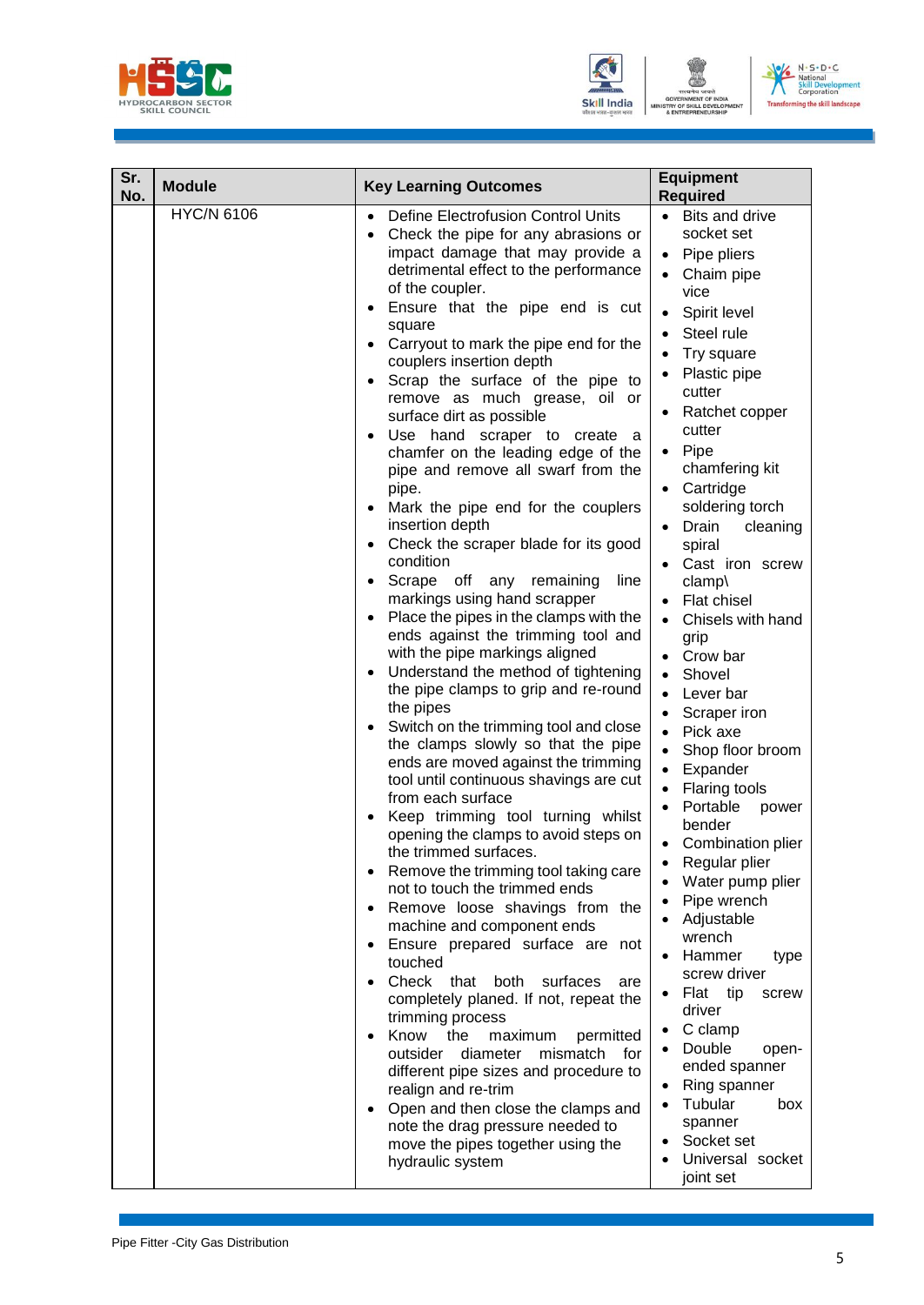| Sr. No. | Module | Key Learning Outcomes | Equipment Required |
|---|---|---|---|
| | HYC/N 6106 | • Define Electrofusion Control Units<br>• Check the pipe for any abrasions or impact damage that may provide a detrimental effect to the performance of the coupler.<br>• Ensure that the pipe end is cut square<br>• Carryout to mark the pipe end for the couplers insertion depth<br>• Scrap the surface of the pipe to remove as much grease, oil or surface dirt as possible<br>• Use hand scraper to create a chamfer on the leading edge of the pipe and remove all swarf from the pipe.<br>• Mark the pipe end for the couplers insertion depth<br>• Check the scraper blade for its good condition<br>• Scrape off any remaining line markings using hand scrapper<br>• Place the pipes in the clamps with the ends against the trimming tool and with the pipe markings aligned<br>• Understand the method of tightening the pipe clamps to grip and re-round the pipes<br>• Switch on the trimming tool and close the clamps slowly so that the pipe ends are moved against the trimming tool until continuous shavings are cut from each surface<br>• Keep trimming tool turning whilst opening the clamps to avoid steps on the trimmed surfaces.<br>• Remove the trimming tool taking care not to touch the trimmed ends<br>• Remove loose shavings from the machine and component ends<br>• Ensure prepared surface are not touched<br>• Check that both surfaces are completely planed. If not, repeat the trimming process<br>• Know the maximum permitted outsider diameter mismatch for different pipe sizes and procedure to realign and re-trim<br>• Open and then close the clamps and note the drag pressure needed to move the pipes together using the hydraulic system | • Bits and drive socket set<br>• Pipe pliers<br>• Chaim pipe vice<br>• Spirit level<br>• Steel rule<br>• Try square<br>• Plastic pipe cutter<br>• Ratchet copper cutter<br>• Pipe chamfering kit<br>• Cartridge soldering torch<br>• Drain cleaning spiral<br>• Cast iron screw clamp\<br>• Flat chisel<br>• Chisels with hand grip<br>• Crow bar<br>• Shovel<br>• Lever bar<br>• Scraper iron<br>• Pick axe<br>• Shop floor broom<br>• Expander<br>• Flaring tools<br>• Portable power bender<br>• Combination plier<br>• Regular plier<br>• Water pump plier<br>• Pipe wrench<br>• Adjustable wrench<br>• Hammer type screw driver<br>• Flat tip screw driver<br>• C clamp<br>• Double open-ended spanner<br>• Ring spanner<br>• Tubular box spanner<br>• Socket set<br>• Universal socket joint set |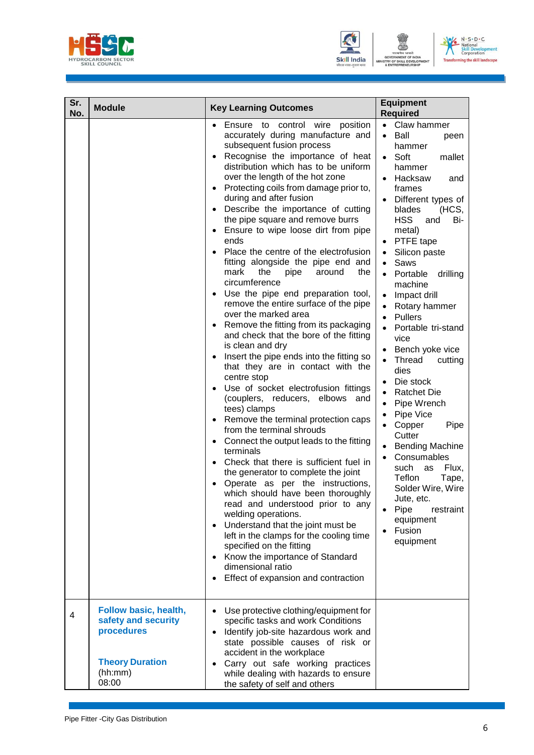| Sr. No. | Module | Key Learning Outcomes | Equipment Required |
|---|---|---|---|
| | | • Ensure to control wire position accurately during manufacture and subsequent fusion process<br>• Recognise the importance of heat distribution which has to be uniform over the length of the hot zone<br>• Protecting coils from damage prior to, during and after fusion<br>• Describe the importance of cutting the pipe square and remove burrs<br>• Ensure to wipe loose dirt from pipe ends<br>• Place the centre of the electrofusion fitting alongside the pipe end and mark the pipe around the circumference<br>• Use the pipe end preparation tool, remove the entire surface of the pipe over the marked area<br>• Remove the fitting from its packaging and check that the bore of the fitting is clean and dry<br>• Insert the pipe ends into the fitting so that they are in contact with the centre stop<br>• Use of socket electrofusion fittings (couplers, reducers, elbows and tees) clamps<br>• Remove the terminal protection caps from the terminal shrouds<br>• Connect the output leads to the fitting terminals<br>• Check that there is sufficient fuel in the generator to complete the joint<br>• Operate as per the instructions, which should have been thoroughly read and understood prior to any welding operations.<br>• Understand that the joint must be left in the clamps for the cooling time specified on the fitting<br>• Know the importance of Standard dimensional ratio<br>• Effect of expansion and contraction | • Claw hammer<br>• Ball peen hammer<br>• Soft mallet hammer<br>• Hacksaw and frames<br>• Different types of blades (HCS, HSS and Bi-metal)<br>• PTFE tape<br>• Silicon paste<br>• Saws<br>• Portable drilling machine<br>• Impact drill<br>• Rotary hammer<br>• Pullers<br>• Portable tri-stand vice<br>• Bench yoke vice<br>• Thread cutting dies<br>• Die stock<br>• Ratchet Die<br>• Pipe Wrench<br>• Pipe Vice<br>• Copper Pipe Cutter<br>• Bending Machine<br>• Consumables such as Flux, Teflon Tape, Solder Wire, Wire Jute, etc.<br>• Pipe restraint equipment<br>• Fusion equipment |
| 4 | **Follow basic, health, safety and security procedures**<br><br>**Theory Duration** (hh:mm)<br>08:00 | • Use protective clothing/equipment for specific tasks and work Conditions<br>• Identify job-site hazardous work and state possible causes of risk or accident in the workplace<br>• Carry out safe working practices while dealing with hazards to ensure the safety of self and others | |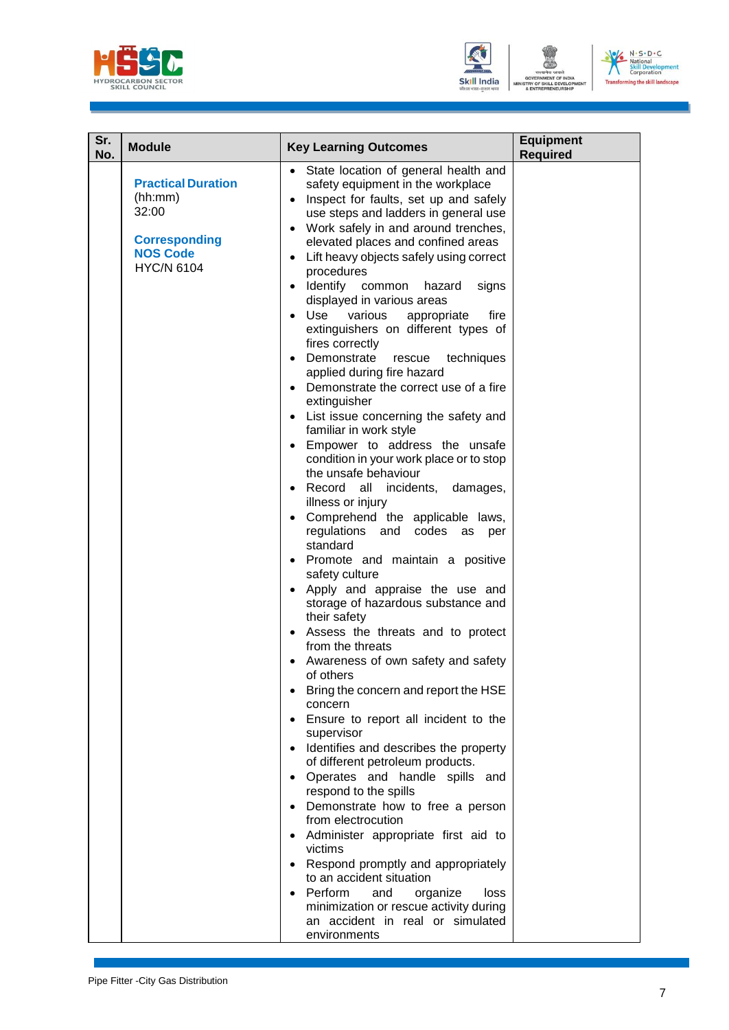| Sr. No. | Module | Key Learning Outcomes | Equipment Required |
|---|---|---|---|
| | **Practical Duration** (hh:mm) 32:00<br><br>**Corresponding NOS Code** HYC/N 6104 | • State location of general health and safety equipment in the workplace<br>• Inspect for faults, set up and safely use steps and ladders in general use<br>• Work safely in and around trenches, elevated places and confined areas<br>• Lift heavy objects safely using correct procedures<br>• Identify common hazard signs displayed in various areas<br>• Use various appropriate fire extinguishers on different types of fires correctly<br>• Demonstrate rescue techniques applied during fire hazard<br>• Demonstrate the correct use of a fire extinguisher<br>• List issue concerning the safety and familiar in work style<br>• Empower to address the unsafe condition in your work place or to stop the unsafe behaviour<br>• Record all incidents, damages, illness or injury<br>• Comprehend the applicable laws, regulations and codes as per standard<br>• Promote and maintain a positive safety culture<br>• Apply and appraise the use and storage of hazardous substance and their safety<br>• Assess the threats and to protect from the threats<br>• Awareness of own safety and safety of others<br>• Bring the concern and report the HSE concern<br>• Ensure to report all incident to the supervisor<br>• Identifies and describes the property of different petroleum products.<br>• Operates and handle spills and respond to the spills<br>• Demonstrate how to free a person from electrocution<br>• Administer appropriate first aid to victims<br>• Respond promptly and appropriately to an accident situation<br>• Perform and organize loss minimization or rescue activity during an accident in real or simulated environments | |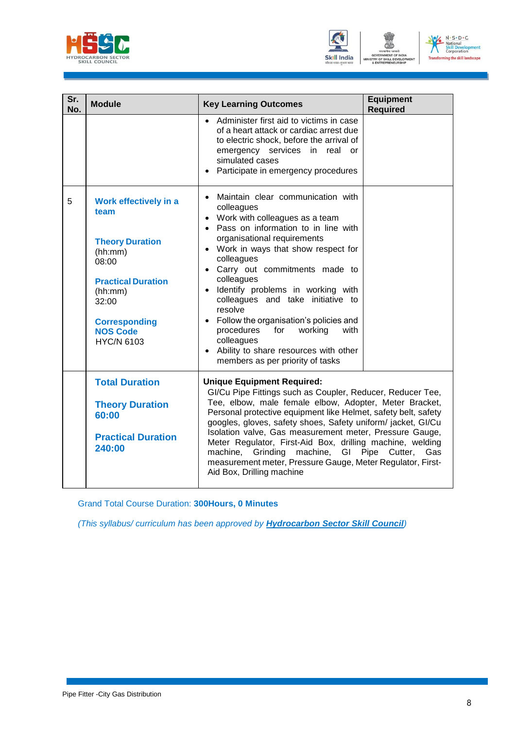| Sr. No. | Module | Key Learning Outcomes | Equipment Required |
|---|---|---|---|
| | | • Administer first aid to victims in case of a heart attack or cardiac arrest due to electric shock, before the arrival of emergency services in real or simulated cases<br>• Participate in emergency procedures | |
| 5 | **Work effectively in a team**<br><br>**Theory Duration** (hh:mm) 08:00<br><br>**Practical Duration** (hh:mm) 32:00<br><br>**Corresponding NOS Code** HYC/N 6103 | • Maintain clear communication with colleagues<br>• Work with colleagues as a team<br>• Pass on information to in line with organisational requirements<br>• Work in ways that show respect for colleagues<br>• Carry out commitments made to colleagues<br>• Identify problems in working with colleagues and take initiative to resolve<br>• Follow the organisation's policies and procedures for working with colleagues<br>• Ability to share resources with other members as per priority of tasks | |
| | **Total Duration**<br><br>**Theory Duration 60:00**<br><br>**Practical Duration 240:00** | **Unique Equipment Required:**<br>GI/Cu Pipe Fittings such as Coupler, Reducer, Reducer Tee, Tee, elbow, male female elbow, Adopter, Meter Bracket, Personal protective equipment like Helmet, safety belt, safety googles, gloves, safety shoes, Safety uniform/ jacket, GI/Cu Isolation valve, Gas measurement meter, Pressure Gauge, Meter Regulator, First-Aid Box, drilling machine, welding machine, Grinding machine, GI Pipe Cutter, Gas measurement meter, Pressure Gauge, Meter Regulator, First-Aid Box, Drilling machine | |

Grand Total Course Duration: **300Hours, 0 Minutes**

*(This syllabus/ curriculum has been approved by **Hydrocarbon Sector Skill Council**)*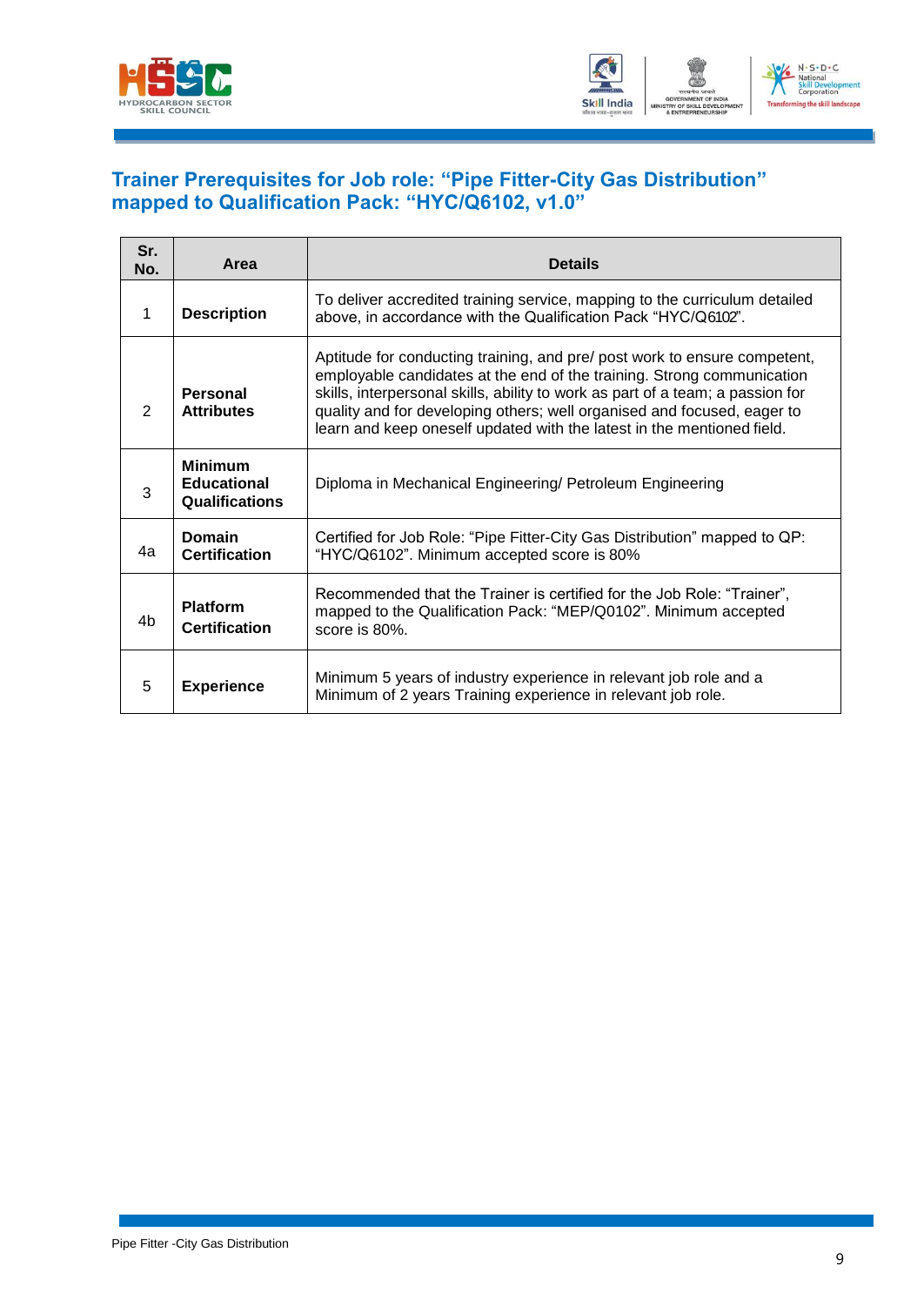## Trainer Prerequisites for Job role: "Pipe Fitter-City Gas Distribution" mapped to Qualification Pack: "HYC/Q6102, v1.0"

| Sr. No. | Area | Details |
|---|---|---|
| 1 | **Description** | To deliver accredited training service, mapping to the curriculum detailed above, in accordance with the Qualification Pack "HYC/Q6102". |
| 2 | **Personal Attributes** | Aptitude for conducting training, and pre/ post work to ensure competent, employable candidates at the end of the training. Strong communication skills, interpersonal skills, ability to work as part of a team; a passion for quality and for developing others; well organised and focused, eager to learn and keep oneself updated with the latest in the mentioned field. |
| 3 | **Minimum Educational Qualifications** | Diploma in Mechanical Engineering/ Petroleum Engineering |
| 4a | **Domain Certification** | Certified for Job Role: "Pipe Fitter-City Gas Distribution" mapped to QP: "HYC/Q6102". Minimum accepted score is 80% |
| 4b | **Platform Certification** | Recommended that the Trainer is certified for the Job Role: "Trainer", mapped to the Qualification Pack: "MEP/Q0102". Minimum accepted score is 80%. |
| 5 | **Experience** | Minimum 5 years of industry experience in relevant job role and a Minimum of 2 years Training experience in relevant job role. |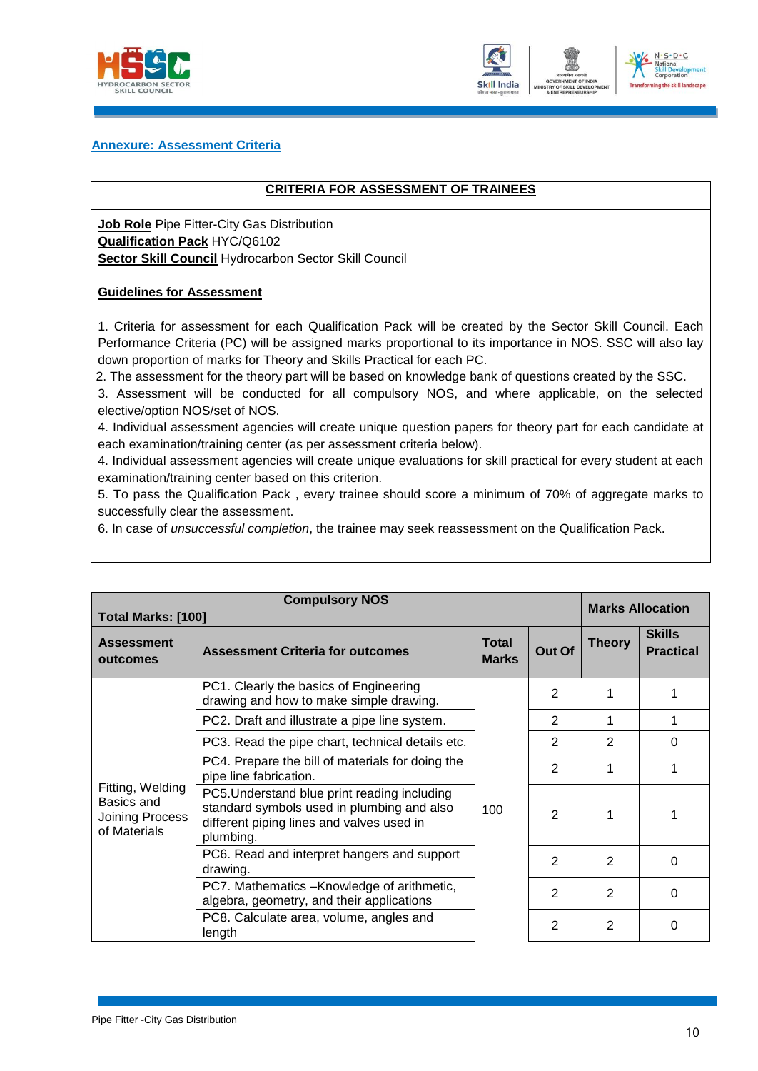## Annexure: Assessment Criteria

**CRITERIA FOR ASSESSMENT OF TRAINEES**

**Job Role** Pipe Fitter-City Gas Distribution
**Qualification Pack** HYC/Q6102
**Sector Skill Council** Hydrocarbon Sector Skill Council

**Guidelines for Assessment**

1. Criteria for assessment for each Qualification Pack will be created by the Sector Skill Council. Each Performance Criteria (PC) will be assigned marks proportional to its importance in NOS. SSC will also lay down proportion of marks for Theory and Skills Practical for each PC.
2. The assessment for the theory part will be based on knowledge bank of questions created by the SSC.
3. Assessment will be conducted for all compulsory NOS, and where applicable, on the selected elective/option NOS/set of NOS.
4. Individual assessment agencies will create unique question papers for theory part for each candidate at each examination/training center (as per assessment criteria below).
4. Individual assessment agencies will create unique evaluations for skill practical for every student at each examination/training center based on this criterion.
5. To pass the Qualification Pack , every trainee should score a minimum of 70% of aggregate marks to successfully clear the assessment.
6. In case of *unsuccessful completion*, the trainee may seek reassessment on the Qualification Pack.

| Compulsory NOS<br>Total Marks: [100] | | | | Marks Allocation | |
|---|---|---|---|---|---|
| **Assessment outcomes** | **Assessment Criteria for outcomes** | **Total Marks** | **Out Of** | **Theory** | **Skills Practical** |
| Fitting, Welding Basics and Joining Process of Materials | PC1. Clearly the basics of Engineering drawing and how to make simple drawing. | 100 | 2 | 1 | 1 |
| | PC2. Draft and illustrate a pipe line system. | | 2 | 1 | 1 |
| | PC3. Read the pipe chart, technical details etc. | | 2 | 2 | 0 |
| | PC4. Prepare the bill of materials for doing the pipe line fabrication. | | 2 | 1 | 1 |
| | PC5.Understand blue print reading including standard symbols used in plumbing and also different piping lines and valves used in plumbing. | | 2 | 1 | 1 |
| | PC6. Read and interpret hangers and support drawing. | | 2 | 2 | 0 |
| | PC7. Mathematics –Knowledge of arithmetic, algebra, geometry, and their applications | | 2 | 2 | 0 |
| | PC8. Calculate area, volume, angles and length | | 2 | 2 | 0 |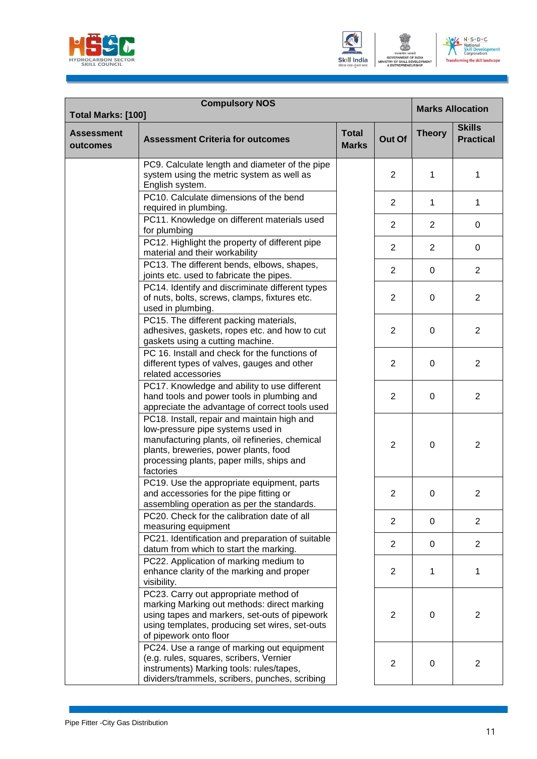| Total Marks: [100] | Compulsory NOS | | | Marks Allocation | |
|---|---|---|---|---|---|
| Assessment outcomes | Assessment Criteria for outcomes | Total Marks | Out Of | Theory | Skills Practical |
| | PC9. Calculate length and diameter of the pipe system using the metric system as well as English system. | | 2 | 1 | 1 |
| | PC10. Calculate dimensions of the bend required in plumbing. | | 2 | 1 | 1 |
| | PC11. Knowledge on different materials used for plumbing | | 2 | 2 | 0 |
| | PC12. Highlight the property of different pipe material and their workability | | 2 | 2 | 0 |
| | PC13. The different bends, elbows, shapes, joints etc. used to fabricate the pipes. | | 2 | 0 | 2 |
| | PC14. Identify and discriminate different types of nuts, bolts, screws, clamps, fixtures etc. used in plumbing. | | 2 | 0 | 2 |
| | PC15. The different packing materials, adhesives, gaskets, ropes etc. and how to cut gaskets using a cutting machine. | | 2 | 0 | 2 |
| | PC 16. Install and check for the functions of different types of valves, gauges and other related accessories | | 2 | 0 | 2 |
| | PC17. Knowledge and ability to use different hand tools and power tools in plumbing and appreciate the advantage of correct tools used | | 2 | 0 | 2 |
| | PC18. Install, repair and maintain high and low-pressure pipe systems used in manufacturing plants, oil refineries, chemical plants, breweries, power plants, food processing plants, paper mills, ships and factories | | 2 | 0 | 2 |
| | PC19. Use the appropriate equipment, parts and accessories for the pipe fitting or assembling operation as per the standards. | | 2 | 0 | 2 |
| | PC20. Check for the calibration date of all measuring equipment | | 2 | 0 | 2 |
| | PC21. Identification and preparation of suitable datum from which to start the marking. | | 2 | 0 | 2 |
| | PC22. Application of marking medium to enhance clarity of the marking and proper visibility. | | 2 | 1 | 1 |
| | PC23. Carry out appropriate method of marking Marking out methods: direct marking using tapes and markers, set-outs of pipework using templates, producing set wires, set-outs of pipework onto floor | | 2 | 0 | 2 |
| | PC24. Use a range of marking out equipment (e.g. rules, squares, scribers, Vernier instruments) Marking tools: rules/tapes, dividers/trammels, scribers, punches, scribing | | 2 | 0 | 2 |

Pipe Fitter -City Gas Distribution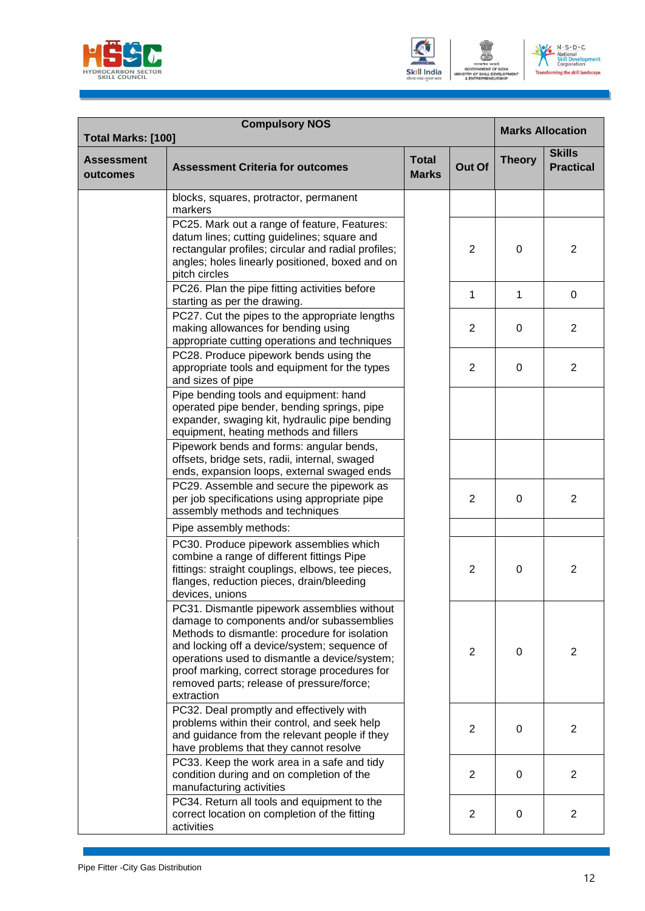| Total Marks: [100] Compulsory NOS | | | | Marks Allocation | |
|---|---|---|---|---|---|
| Assessment outcomes | Assessment Criteria for outcomes | Total Marks | Out Of | Theory | Skills Practical |
| | blocks, squares, protractor, permanent markers | | | | |
| | PC25. Mark out a range of feature, Features: datum lines; cutting guidelines; square and rectangular profiles; circular and radial profiles; angles; holes linearly positioned, boxed and on pitch circles | | 2 | 0 | 2 |
| | PC26. Plan the pipe fitting activities before starting as per the drawing. | | 1 | 1 | 0 |
| | PC27. Cut the pipes to the appropriate lengths making allowances for bending using appropriate cutting operations and techniques | | 2 | 0 | 2 |
| | PC28. Produce pipework bends using the appropriate tools and equipment for the types and sizes of pipe | | 2 | 0 | 2 |
| | Pipe bending tools and equipment: hand operated pipe bender, bending springs, pipe expander, swaging kit, hydraulic pipe bending equipment, heating methods and fillers | | | | |
| | Pipework bends and forms: angular bends, offsets, bridge sets, radii, internal, swaged ends, expansion loops, external swaged ends | | | | |
| | PC29. Assemble and secure the pipework as per job specifications using appropriate pipe assembly methods and techniques | | 2 | 0 | 2 |
| | Pipe assembly methods: | | | | |
| | PC30. Produce pipework assemblies which combine a range of different fittings Pipe fittings: straight couplings, elbows, tee pieces, flanges, reduction pieces, drain/bleeding devices, unions | | 2 | 0 | 2 |
| | PC31. Dismantle pipework assemblies without damage to components and/or subassemblies Methods to dismantle: procedure for isolation and locking off a device/system; sequence of operations used to dismantle a device/system; proof marking, correct storage procedures for removed parts; release of pressure/force; extraction | | 2 | 0 | 2 |
| | PC32. Deal promptly and effectively with problems within their control, and seek help and guidance from the relevant people if they have problems that they cannot resolve | | 2 | 0 | 2 |
| | PC33. Keep the work area in a safe and tidy condition during and on completion of the manufacturing activities | | 2 | 0 | 2 |
| | PC34. Return all tools and equipment to the correct location on completion of the fitting activities | | 2 | 0 | 2 |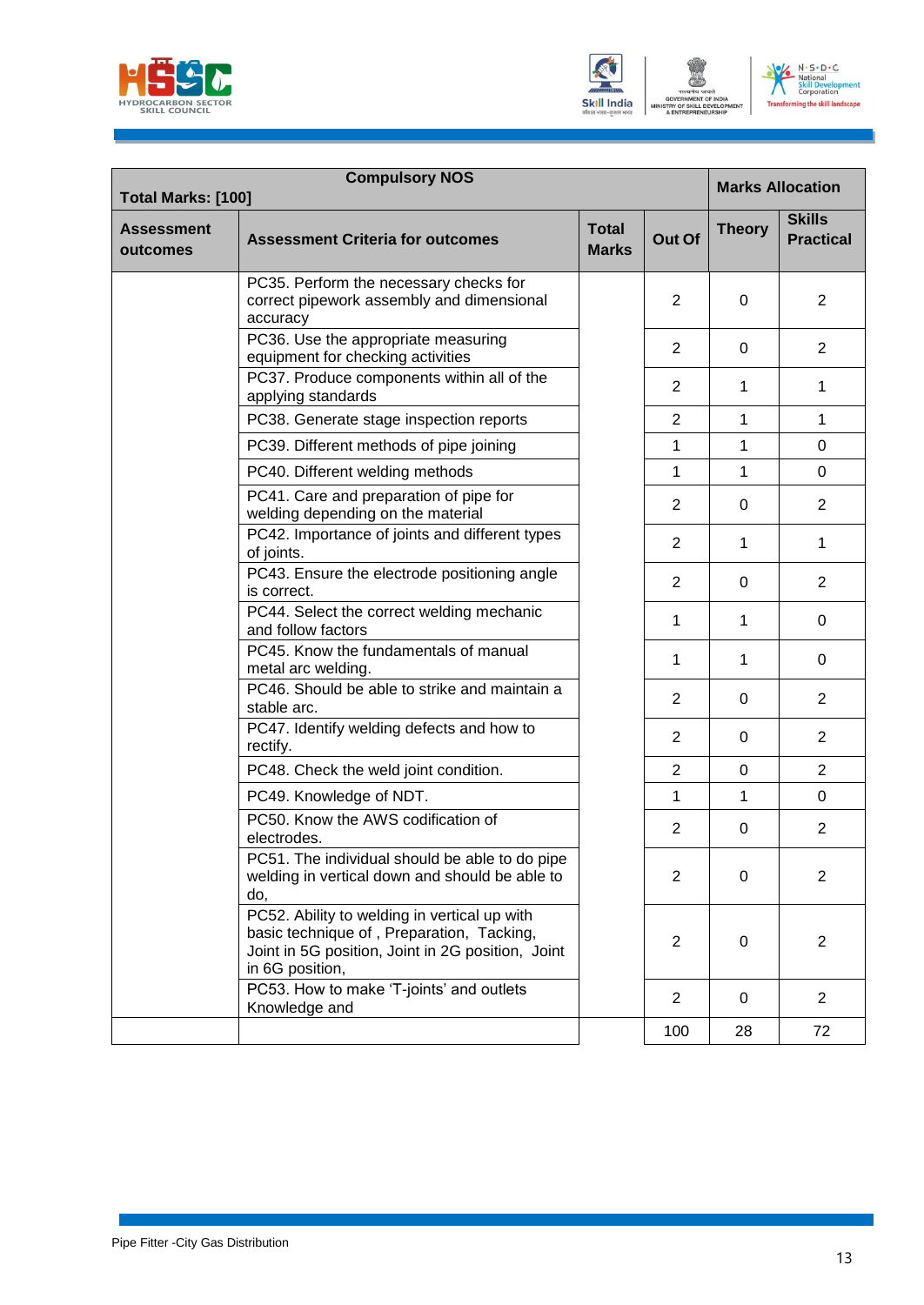| Compulsory NOS<br>Total Marks: [100] | | | | Marks Allocation | |
|---|---|---|---|---|---|
| **Assessment outcomes** | **Assessment Criteria for outcomes** | **Total Marks** | **Out Of** | **Theory** | **Skills Practical** |
| | PC35. Perform the necessary checks for correct pipework assembly and dimensional accuracy | | 2 | 0 | 2 |
| | PC36. Use the appropriate measuring equipment for checking activities | | 2 | 0 | 2 |
| | PC37. Produce components within all of the applying standards | | 2 | 1 | 1 |
| | PC38. Generate stage inspection reports | | 2 | 1 | 1 |
| | PC39. Different methods of pipe joining | | 1 | 1 | 0 |
| | PC40. Different welding methods | | 1 | 1 | 0 |
| | PC41. Care and preparation of pipe for welding depending on the material | | 2 | 0 | 2 |
| | PC42. Importance of joints and different types of joints. | | 2 | 1 | 1 |
| | PC43. Ensure the electrode positioning angle is correct. | | 2 | 0 | 2 |
| | PC44. Select the correct welding mechanic and follow factors | | 1 | 1 | 0 |
| | PC45. Know the fundamentals of manual metal arc welding. | | 1 | 1 | 0 |
| | PC46. Should be able to strike and maintain a stable arc. | | 2 | 0 | 2 |
| | PC47. Identify welding defects and how to rectify. | | 2 | 0 | 2 |
| | PC48. Check the weld joint condition. | | 2 | 0 | 2 |
| | PC49. Knowledge of NDT. | | 1 | 1 | 0 |
| | PC50. Know the AWS codification of electrodes. | | 2 | 0 | 2 |
| | PC51. The individual should be able to do pipe welding in vertical down and should be able to do, | | 2 | 0 | 2 |
| | PC52. Ability to welding in vertical up with basic technique of , Preparation, Tacking, Joint in 5G position, Joint in 2G position, Joint in 6G position, | | 2 | 0 | 2 |
| | PC53. How to make 'T-joints' and outlets Knowledge and | | 2 | 0 | 2 |
| | | | 100 | 28 | 72 |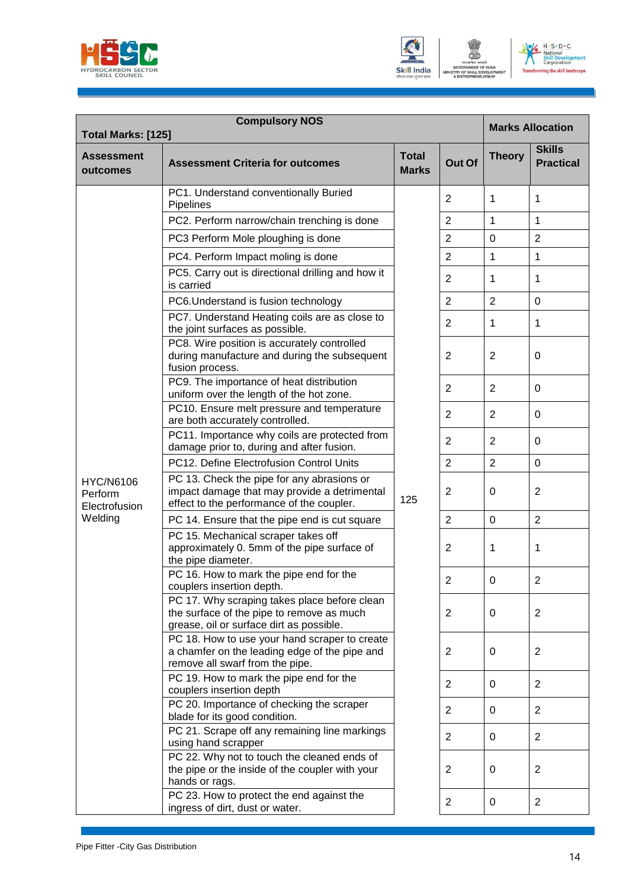| Total Marks: [125] Compulsory NOS | | | | Marks Allocation | |
|---|---|---|---|---|---|
| Assessment outcomes | Assessment Criteria for outcomes | Total Marks | Out Of | Theory | Skills Practical |
| HYC/N6106 Perform Electrofusion Welding | PC1. Understand conventionally Buried Pipelines | 125 | 2 | 1 | 1 |
| | PC2. Perform narrow/chain trenching is done | | 2 | 1 | 1 |
| | PC3 Perform Mole ploughing is done | | 2 | 0 | 2 |
| | PC4. Perform Impact moling is done | | 2 | 1 | 1 |
| | PC5. Carry out is directional drilling and how it is carried | | 2 | 1 | 1 |
| | PC6.Understand is fusion technology | | 2 | 2 | 0 |
| | PC7. Understand Heating coils are as close to the joint surfaces as possible. | | 2 | 1 | 1 |
| | PC8. Wire position is accurately controlled during manufacture and during the subsequent fusion process. | | 2 | 2 | 0 |
| | PC9. The importance of heat distribution uniform over the length of the hot zone. | | 2 | 2 | 0 |
| | PC10. Ensure melt pressure and temperature are both accurately controlled. | | 2 | 2 | 0 |
| | PC11. Importance why coils are protected from damage prior to, during and after fusion. | | 2 | 2 | 0 |
| | PC12. Define Electrofusion Control Units | | 2 | 2 | 0 |
| | PC 13. Check the pipe for any abrasions or impact damage that may provide a detrimental effect to the performance of the coupler. | | 2 | 0 | 2 |
| | PC 14. Ensure that the pipe end is cut square | | 2 | 0 | 2 |
| | PC 15. Mechanical scraper takes off approximately 0. 5mm of the pipe surface of the pipe diameter. | | 2 | 1 | 1 |
| | PC 16. How to mark the pipe end for the couplers insertion depth. | | 2 | 0 | 2 |
| | PC 17. Why scraping takes place before clean the surface of the pipe to remove as much grease, oil or surface dirt as possible. | | 2 | 0 | 2 |
| | PC 18. How to use your hand scraper to create a chamfer on the leading edge of the pipe and remove all swarf from the pipe. | | 2 | 0 | 2 |
| | PC 19. How to mark the pipe end for the couplers insertion depth | | 2 | 0 | 2 |
| | PC 20. Importance of checking the scraper blade for its good condition. | | 2 | 0 | 2 |
| | PC 21. Scrape off any remaining line markings using hand scrapper | | 2 | 0 | 2 |
| | PC 22. Why not to touch the cleaned ends of the pipe or the inside of the coupler with your hands or rags. | | 2 | 0 | 2 |
| | PC 23. How to protect the end against the ingress of dirt, dust or water. | | 2 | 0 | 2 |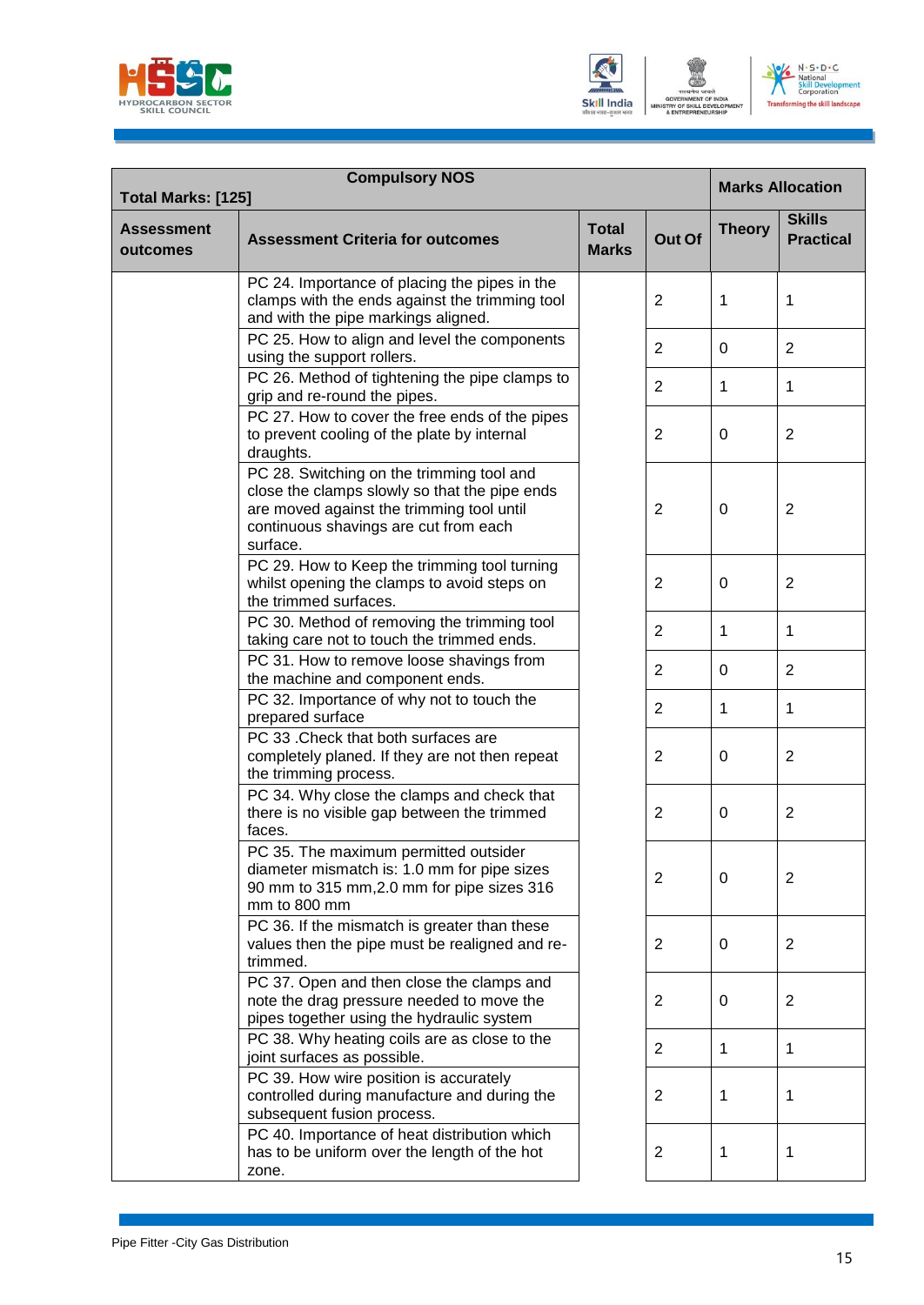| Compulsory NOS Total Marks: [125] | | | | Marks Allocation | |
|---|---|---|---|---|---|
| **Assessment outcomes** | **Assessment Criteria for outcomes** | **Total Marks** | **Out Of** | **Theory** | **Skills Practical** |
| | PC 24. Importance of placing the pipes in the clamps with the ends against the trimming tool and with the pipe markings aligned. | | 2 | 1 | 1 |
| | PC 25. How to align and level the components using the support rollers. | | 2 | 0 | 2 |
| | PC 26. Method of tightening the pipe clamps to grip and re-round the pipes. | | 2 | 1 | 1 |
| | PC 27. How to cover the free ends of the pipes to prevent cooling of the plate by internal draughts. | | 2 | 0 | 2 |
| | PC 28. Switching on the trimming tool and close the clamps slowly so that the pipe ends are moved against the trimming tool until continuous shavings are cut from each surface. | | 2 | 0 | 2 |
| | PC 29. How to Keep the trimming tool turning whilst opening the clamps to avoid steps on the trimmed surfaces. | | 2 | 0 | 2 |
| | PC 30. Method of removing the trimming tool taking care not to touch the trimmed ends. | | 2 | 1 | 1 |
| | PC 31. How to remove loose shavings from the machine and component ends. | | 2 | 0 | 2 |
| | PC 32. Importance of why not to touch the prepared surface | | 2 | 1 | 1 |
| | PC 33 .Check that both surfaces are completely planed. If they are not then repeat the trimming process. | | 2 | 0 | 2 |
| | PC 34. Why close the clamps and check that there is no visible gap between the trimmed faces. | | 2 | 0 | 2 |
| | PC 35. The maximum permitted outsider diameter mismatch is: 1.0 mm for pipe sizes 90 mm to 315 mm,2.0 mm for pipe sizes 316 mm to 800 mm | | 2 | 0 | 2 |
| | PC 36. If the mismatch is greater than these values then the pipe must be realigned and re-trimmed. | | 2 | 0 | 2 |
| | PC 37. Open and then close the clamps and note the drag pressure needed to move the pipes together using the hydraulic system | | 2 | 0 | 2 |
| | PC 38. Why heating coils are as close to the joint surfaces as possible. | | 2 | 1 | 1 |
| | PC 39. How wire position is accurately controlled during manufacture and during the subsequent fusion process. | | 2 | 1 | 1 |
| | PC 40. Importance of heat distribution which has to be uniform over the length of the hot zone. | | 2 | 1 | 1 |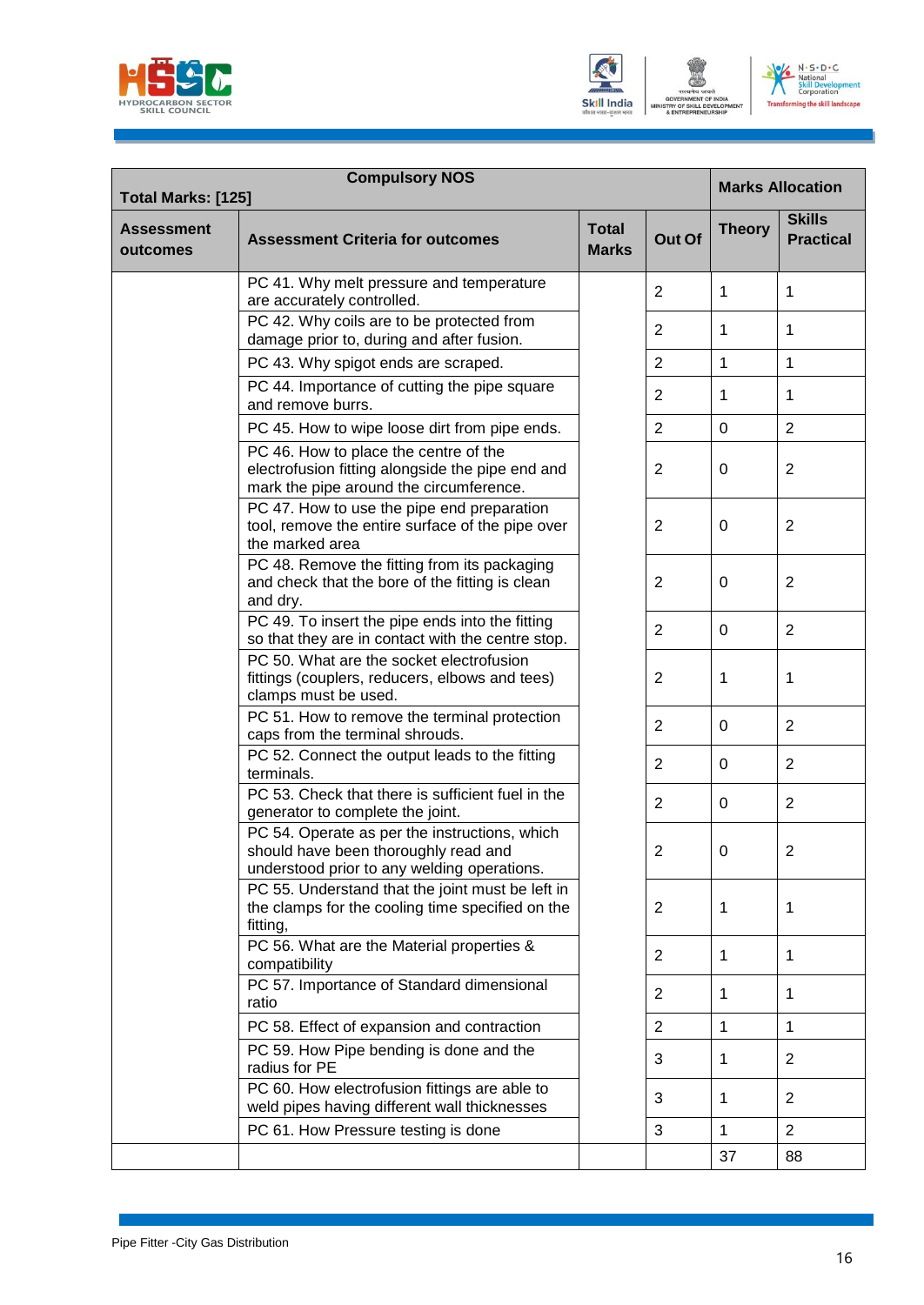| Total Marks: [125] Compulsory NOS | | | | Marks Allocation | |
|---|---|---|---|---|---|
| Assessment outcomes | Assessment Criteria for outcomes | Total Marks | Out Of | Theory | Skills Practical |
| | PC 41. Why melt pressure and temperature are accurately controlled. | | 2 | 1 | 1 |
| | PC 42. Why coils are to be protected from damage prior to, during and after fusion. | | 2 | 1 | 1 |
| | PC 43. Why spigot ends are scraped. | | 2 | 1 | 1 |
| | PC 44. Importance of cutting the pipe square and remove burrs. | | 2 | 1 | 1 |
| | PC 45. How to wipe loose dirt from pipe ends. | | 2 | 0 | 2 |
| | PC 46. How to place the centre of the electrofusion fitting alongside the pipe end and mark the pipe around the circumference. | | 2 | 0 | 2 |
| | PC 47. How to use the pipe end preparation tool, remove the entire surface of the pipe over the marked area | | 2 | 0 | 2 |
| | PC 48. Remove the fitting from its packaging and check that the bore of the fitting is clean and dry. | | 2 | 0 | 2 |
| | PC 49. To insert the pipe ends into the fitting so that they are in contact with the centre stop. | | 2 | 0 | 2 |
| | PC 50. What are the socket electrofusion fittings (couplers, reducers, elbows and tees) clamps must be used. | | 2 | 1 | 1 |
| | PC 51. How to remove the terminal protection caps from the terminal shrouds. | | 2 | 0 | 2 |
| | PC 52. Connect the output leads to the fitting terminals. | | 2 | 0 | 2 |
| | PC 53. Check that there is sufficient fuel in the generator to complete the joint. | | 2 | 0 | 2 |
| | PC 54. Operate as per the instructions, which should have been thoroughly read and understood prior to any welding operations. | | 2 | 0 | 2 |
| | PC 55. Understand that the joint must be left in the clamps for the cooling time specified on the fitting, | | 2 | 1 | 1 |
| | PC 56. What are the Material properties & compatibility | | 2 | 1 | 1 |
| | PC 57. Importance of Standard dimensional ratio | | 2 | 1 | 1 |
| | PC 58. Effect of expansion and contraction | | 2 | 1 | 1 |
| | PC 59. How Pipe bending is done and the radius for PE | | 3 | 1 | 2 |
| | PC 60. How electrofusion fittings are able to weld pipes having different wall thicknesses | | 3 | 1 | 2 |
| | PC 61. How Pressure testing is done | | 3 | 1 | 2 |
| | | | | 37 | 88 |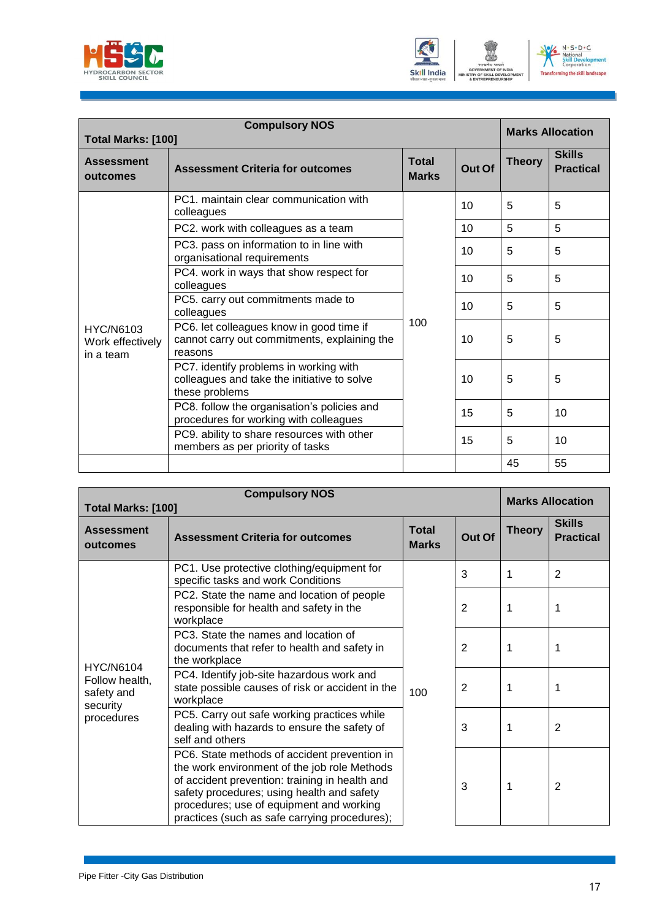| Total Marks: [100] Compulsory NOS | | | | Marks Allocation | |
|---|---|---|---|---|---|
| **Assessment outcomes** | **Assessment Criteria for outcomes** | **Total Marks** | **Out Of** | **Theory** | **Skills Practical** |
| HYC/N6103 Work effectively in a team | PC1. maintain clear communication with colleagues | 100 | 10 | 5 | 5 |
| | PC2. work with colleagues as a team | | 10 | 5 | 5 |
| | PC3. pass on information to in line with organisational requirements | | 10 | 5 | 5 |
| | PC4. work in ways that show respect for colleagues | | 10 | 5 | 5 |
| | PC5. carry out commitments made to colleagues | | 10 | 5 | 5 |
| | PC6. let colleagues know in good time if cannot carry out commitments, explaining the reasons | | 10 | 5 | 5 |
| | PC7. identify problems in working with colleagues and take the initiative to solve these problems | | 10 | 5 | 5 |
| | PC8. follow the organisation's policies and procedures for working with colleagues | | 15 | 5 | 10 |
| | PC9. ability to share resources with other members as per priority of tasks | | 15 | 5 | 10 |
| | | | | 45 | 55 |

| Total Marks: [100] Compulsory NOS | | | | Marks Allocation | |
|---|---|---|---|---|---|
| **Assessment outcomes** | **Assessment Criteria for outcomes** | **Total Marks** | **Out Of** | **Theory** | **Skills Practical** |
| HYC/N6104 Follow health, safety and security procedures | PC1. Use protective clothing/equipment for specific tasks and work Conditions | 100 | 3 | 1 | 2 |
| | PC2. State the name and location of people responsible for health and safety in the workplace | | 2 | 1 | 1 |
| | PC3. State the names and location of documents that refer to health and safety in the workplace | | 2 | 1 | 1 |
| | PC4. Identify job-site hazardous work and state possible causes of risk or accident in the workplace | | 2 | 1 | 1 |
| | PC5. Carry out safe working practices while dealing with hazards to ensure the safety of self and others | | 3 | 1 | 2 |
| | PC6. State methods of accident prevention in the work environment of the job role Methods of accident prevention: training in health and safety procedures; using health and safety procedures; use of equipment and working practices (such as safe carrying procedures); | | 3 | 1 | 2 |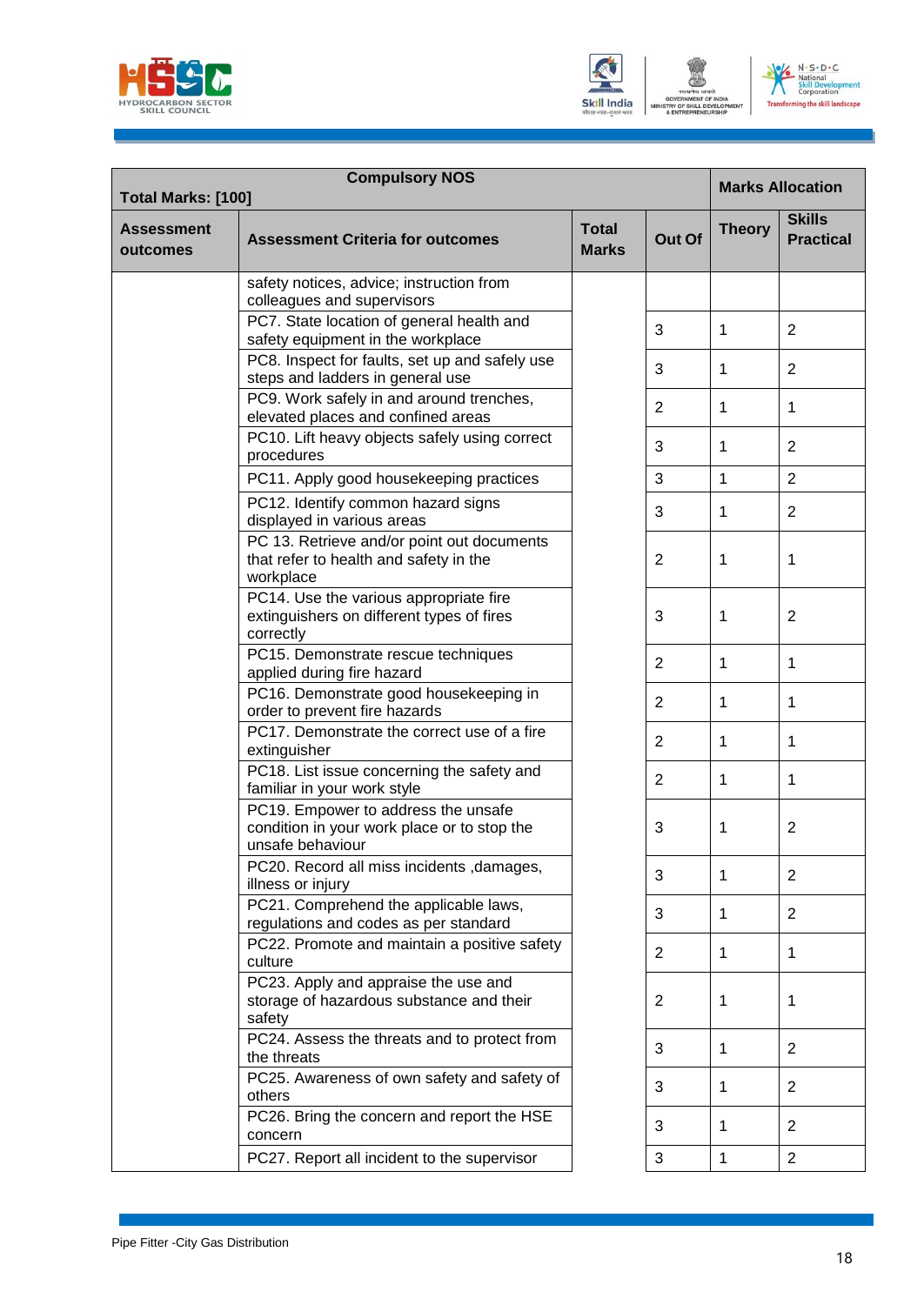| Total Marks: [100] Compulsory NOS | | | | Marks Allocation | |
|---|---|---|---|---|---|
| Assessment outcomes | Assessment Criteria for outcomes | Total Marks | Out Of | Theory | Skills Practical |
| | safety notices, advice; instruction from colleagues and supervisors | | | | |
| | PC7. State location of general health and safety equipment in the workplace | | 3 | 1 | 2 |
| | PC8. Inspect for faults, set up and safely use steps and ladders in general use | | 3 | 1 | 2 |
| | PC9. Work safely in and around trenches, elevated places and confined areas | | 2 | 1 | 1 |
| | PC10. Lift heavy objects safely using correct procedures | | 3 | 1 | 2 |
| | PC11. Apply good housekeeping practices | | 3 | 1 | 2 |
| | PC12. Identify common hazard signs displayed in various areas | | 3 | 1 | 2 |
| | PC 13. Retrieve and/or point out documents that refer to health and safety in the workplace | | 2 | 1 | 1 |
| | PC14. Use the various appropriate fire extinguishers on different types of fires correctly | | 3 | 1 | 2 |
| | PC15. Demonstrate rescue techniques applied during fire hazard | | 2 | 1 | 1 |
| | PC16. Demonstrate good housekeeping in order to prevent fire hazards | | 2 | 1 | 1 |
| | PC17. Demonstrate the correct use of a fire extinguisher | | 2 | 1 | 1 |
| | PC18. List issue concerning the safety and familiar in your work style | | 2 | 1 | 1 |
| | PC19. Empower to address the unsafe condition in your work place or to stop the unsafe behaviour | | 3 | 1 | 2 |
| | PC20. Record all miss incidents ,damages, illness or injury | | 3 | 1 | 2 |
| | PC21. Comprehend the applicable laws, regulations and codes as per standard | | 3 | 1 | 2 |
| | PC22. Promote and maintain a positive safety culture | | 2 | 1 | 1 |
| | PC23. Apply and appraise the use and storage of hazardous substance and their safety | | 2 | 1 | 1 |
| | PC24. Assess the threats and to protect from the threats | | 3 | 1 | 2 |
| | PC25. Awareness of own safety and safety of others | | 3 | 1 | 2 |
| | PC26. Bring the concern and report the HSE concern | | 3 | 1 | 2 |
| | PC27. Report all incident to the supervisor | | 3 | 1 | 2 |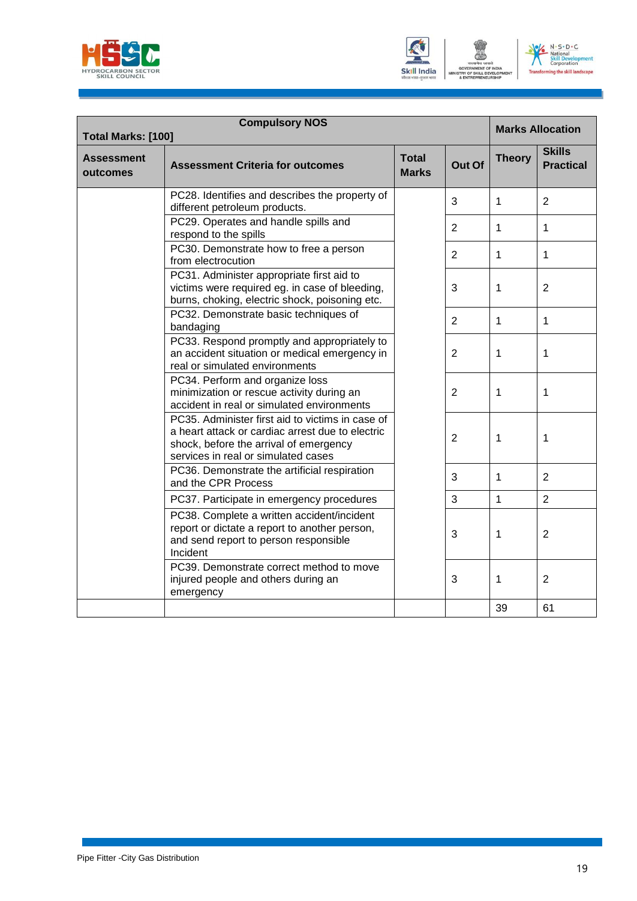| Compulsory NOS<br>Total Marks: [100] | | | | Marks Allocation | |
|---|---|---|---|---|---|
| Assessment outcomes | Assessment Criteria for outcomes | Total Marks | Out Of | Theory | Skills Practical |
| | PC28. Identifies and describes the property of different petroleum products. | | 3 | 1 | 2 |
| | PC29. Operates and handle spills and respond to the spills | | 2 | 1 | 1 |
| | PC30. Demonstrate how to free a person from electrocution | | 2 | 1 | 1 |
| | PC31. Administer appropriate first aid to victims were required eg. in case of bleeding, burns, choking, electric shock, poisoning etc. | | 3 | 1 | 2 |
| | PC32. Demonstrate basic techniques of bandaging | | 2 | 1 | 1 |
| | PC33. Respond promptly and appropriately to an accident situation or medical emergency in real or simulated environments | | 2 | 1 | 1 |
| | PC34. Perform and organize loss minimization or rescue activity during an accident in real or simulated environments | | 2 | 1 | 1 |
| | PC35. Administer first aid to victims in case of a heart attack or cardiac arrest due to electric shock, before the arrival of emergency services in real or simulated cases | | 2 | 1 | 1 |
| | PC36. Demonstrate the artificial respiration and the CPR Process | | 3 | 1 | 2 |
| | PC37. Participate in emergency procedures | | 3 | 1 | 2 |
| | PC38. Complete a written accident/incident report or dictate a report to another person, and send report to person responsible Incident | | 3 | 1 | 2 |
| | PC39. Demonstrate correct method to move injured people and others during an emergency | | 3 | 1 | 2 |
| | | | | 39 | 61 |